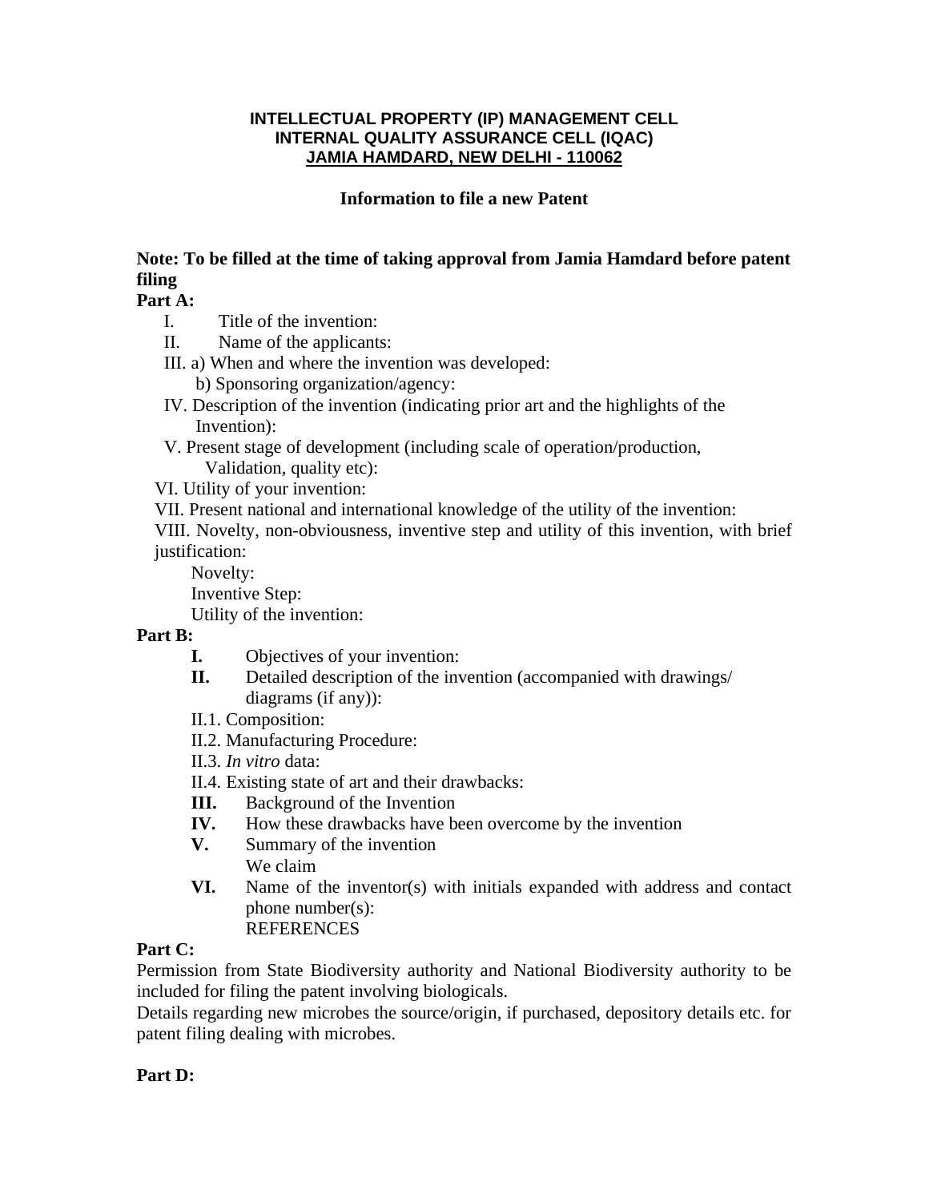**INTELLECTUAL PROPERTY (IP) MANAGEMENT CELL**
**INTERNAL QUALITY ASSURANCE CELL (IQAC)**
**JAMIA HAMDARD, NEW DELHI - 110062**

## Information to file a new Patent

**Note: To be filled at the time of taking approval from Jamia Hamdard before patent filing**

**Part A:**

I. Title of the invention:

II. Name of the applicants:

III. a) When and where the invention was developed:
 b) Sponsoring organization/agency:

IV. Description of the invention (indicating prior art and the highlights of the Invention):

V. Present stage of development (including scale of operation/production, Validation, quality etc):

VI. Utility of your invention:

VII. Present national and international knowledge of the utility of the invention:

VIII. Novelty, non-obviousness, inventive step and utility of this invention, with brief justification:

Novelty:

Inventive Step:

Utility of the invention:

**Part B:**

**I.** Objectives of your invention:

**II.** Detailed description of the invention (accompanied with drawings/ diagrams (if any)):

II.1. Composition:

II.2. Manufacturing Procedure:

II.3. *In vitro* data:

II.4. Existing state of art and their drawbacks:

**III.** Background of the Invention

**IV.** How these drawbacks have been overcome by the invention

**V.** Summary of the invention
We claim

**VI.** Name of the inventor(s) with initials expanded with address and contact phone number(s):
REFERENCES

**Part C:**

Permission from State Biodiversity authority and National Biodiversity authority to be included for filing the patent involving biologicals.

Details regarding new microbes the source/origin, if purchased, depository details etc. for patent filing dealing with microbes.

**Part D:**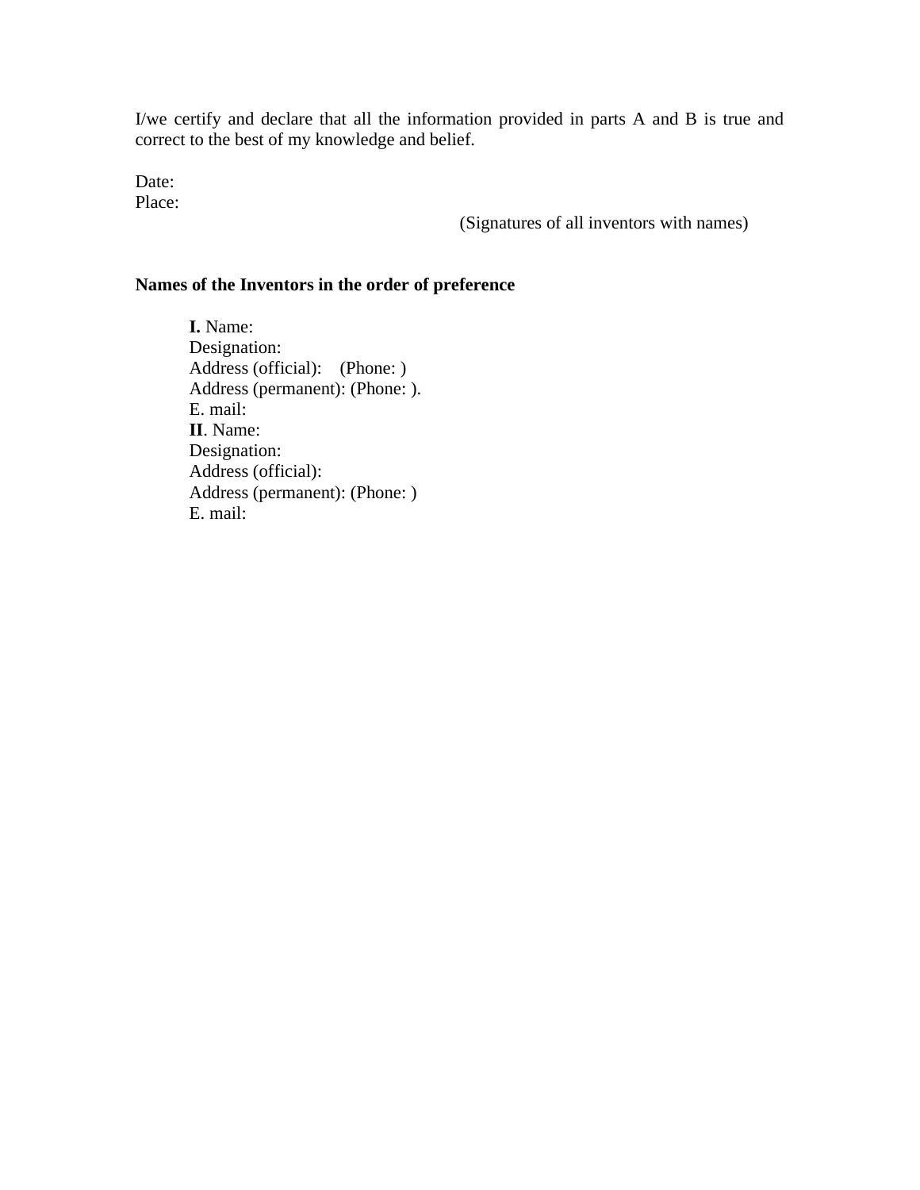I/we certify and declare that all the information provided in parts A and B is true and correct to the best of my knowledge and belief.

Date:
Place:

(Signatures of all inventors with names)

**Names of the Inventors in the order of preference**

**I.** Name:
Designation:
Address (official): (Phone: )
Address (permanent): (Phone: ).
E. mail:

**II**. Name:
Designation:
Address (official):
Address (permanent): (Phone: )
E. mail: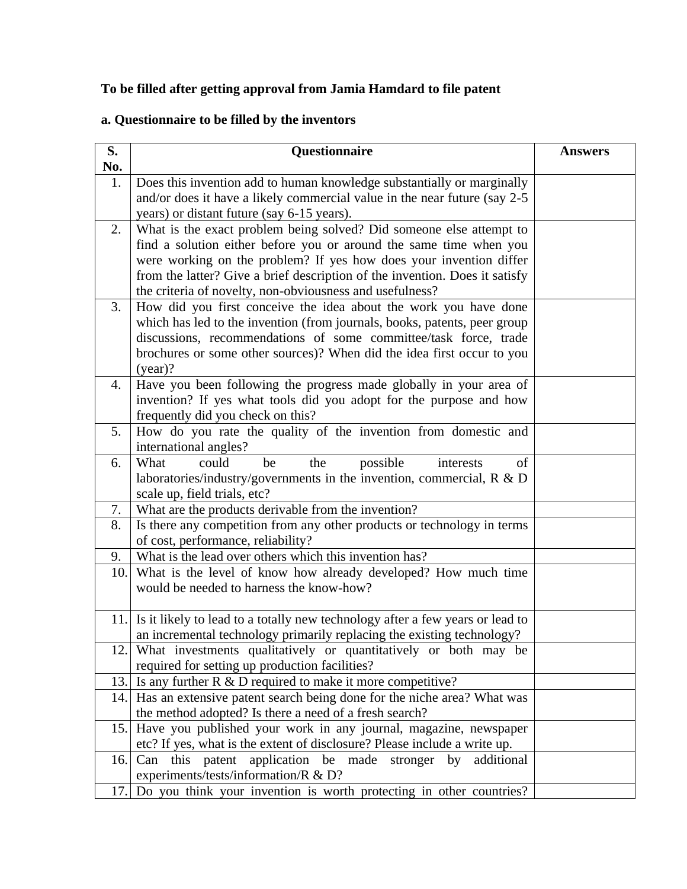**To be filled after getting approval from Jamia Hamdard to file patent**

**a. Questionnaire to be filled by the inventors**

| S. No. | Questionnaire | Answers |
|---|---|---|
| 1. | Does this invention add to human knowledge substantially or marginally and/or does it have a likely commercial value in the near future (say 2-5 years) or distant future (say 6-15 years). | |
| 2. | What is the exact problem being solved? Did someone else attempt to find a solution either before you or around the same time when you were working on the problem? If yes how does your invention differ from the latter? Give a brief description of the invention. Does it satisfy the criteria of novelty, non-obviousness and usefulness? | |
| 3. | How did you first conceive the idea about the work you have done which has led to the invention (from journals, books, patents, peer group discussions, recommendations of some committee/task force, trade brochures or some other sources)? When did the idea first occur to you (year)? | |
| 4. | Have you been following the progress made globally in your area of invention? If yes what tools did you adopt for the purpose and how frequently did you check on this? | |
| 5. | How do you rate the quality of the invention from domestic and international angles? | |
| 6. | What could be the possible interests of laboratories/industry/governments in the invention, commercial, R & D scale up, field trials, etc? | |
| 7. | What are the products derivable from the invention? | |
| 8. | Is there any competition from any other products or technology in terms of cost, performance, reliability? | |
| 9. | What is the lead over others which this invention has? | |
| 10. | What is the level of know how already developed? How much time would be needed to harness the know-how? | |
| 11. | Is it likely to lead to a totally new technology after a few years or lead to an incremental technology primarily replacing the existing technology? | |
| 12. | What investments qualitatively or quantitatively or both may be required for setting up production facilities? | |
| 13. | Is any further R & D required to make it more competitive? | |
| 14. | Has an extensive patent search being done for the niche area? What was the method adopted? Is there a need of a fresh search? | |
| 15. | Have you published your work in any journal, magazine, newspaper etc? If yes, what is the extent of disclosure? Please include a write up. | |
| 16. | Can this patent application be made stronger by additional experiments/tests/information/R & D? | |
| 17. | Do you think your invention is worth protecting in other countries? | |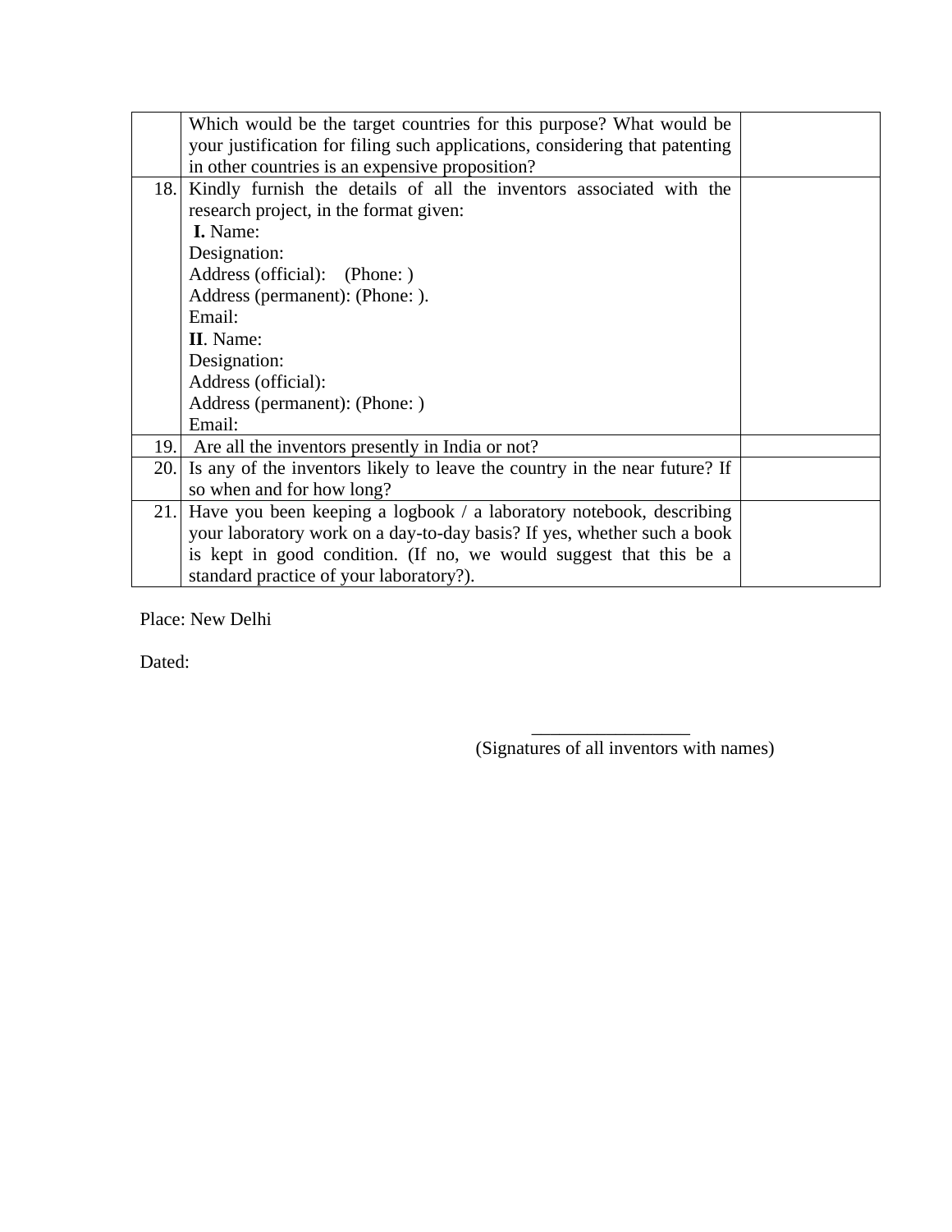| | | |
|---|---|---|
| | Which would be the target countries for this purpose? What would be your justification for filing such applications, considering that patenting in other countries is an expensive proposition? | |
| 18. | Kindly furnish the details of all the inventors associated with the research project, in the format given:<br>**I.** Name:<br>Designation:<br>Address (official): (Phone: )<br>Address (permanent): (Phone: ).<br>Email:<br>**II**. Name:<br>Designation:<br>Address (official):<br>Address (permanent): (Phone: )<br>Email: | |
| 19. | Are all the inventors presently in India or not? | |
| 20. | Is any of the inventors likely to leave the country in the near future? If so when and for how long? | |
| 21. | Have you been keeping a logbook / a laboratory notebook, describing your laboratory work on a day-to-day basis? If yes, whether such a book is kept in good condition. (If no, we would suggest that this be a standard practice of your laboratory?). | |

Place: New Delhi

Dated:

_________________
(Signatures of all inventors with names)